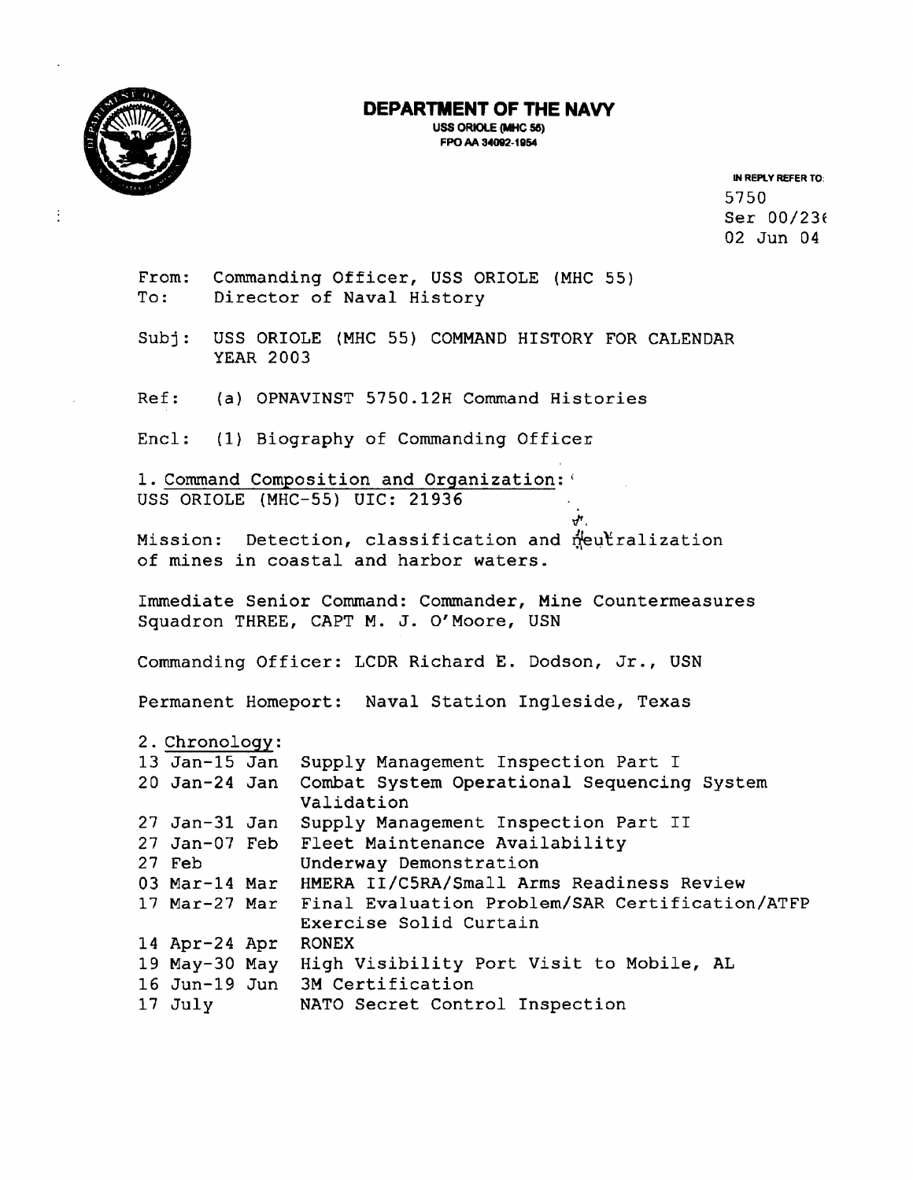# DEPARTMENT OF THE NAVY

USS ORIOLE (MHC 55)
FPO AA 34092-1954

IN REPLY REFER TO:
5750
Ser 00/236
02 Jun 04

From: Commanding Officer, USS ORIOLE (MHC 55)
To: Director of Naval History

Subj: USS ORIOLE (MHC 55) COMMAND HISTORY FOR CALENDAR YEAR 2003

Ref: (a) OPNAVINST 5750.12H Command Histories

Encl: (1) Biography of Commanding Officer

1. Command Composition and Organization:
USS ORIOLE (MHC-55) UIC: 21936

Mission: Detection, classification and neutralization of mines in coastal and harbor waters.

Immediate Senior Command: Commander, Mine Countermeasures Squadron THREE, CAPT M. J. O'Moore, USN

Commanding Officer: LCDR Richard E. Dodson, Jr., USN

Permanent Homeport: Naval Station Ingleside, Texas

2. Chronology:

| | |
|---|---|
| 13 Jan-15 Jan | Supply Management Inspection Part I |
| 20 Jan-24 Jan | Combat System Operational Sequencing System Validation |
| 27 Jan-31 Jan | Supply Management Inspection Part II |
| 27 Jan-07 Feb | Fleet Maintenance Availability |
| 27 Feb | Underway Demonstration |
| 03 Mar-14 Mar | HMERA II/C5RA/Small Arms Readiness Review |
| 17 Mar-27 Mar | Final Evaluation Problem/SAR Certification/ATFP Exercise Solid Curtain |
| 14 Apr-24 Apr | RONEX |
| 19 May-30 May | High Visibility Port Visit to Mobile, AL |
| 16 Jun-19 Jun | 3M Certification |
| 17 July | NATO Secret Control Inspection |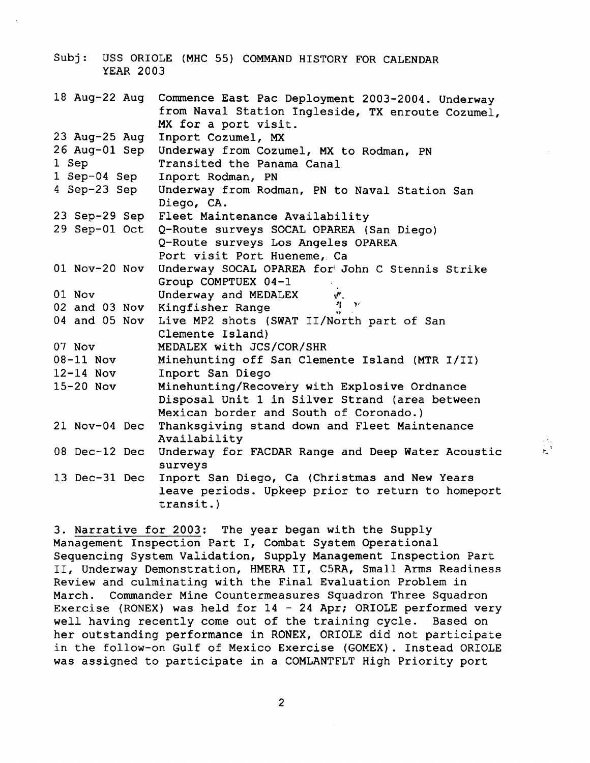Subj: USS ORIOLE (MHC 55) COMMAND HISTORY FOR CALENDAR YEAR 2003

| | |
|---|---|
| 18 Aug-22 Aug | Commence East Pac Deployment 2003-2004. Underway from Naval Station Ingleside, TX enroute Cozumel, MX for a port visit. |
| 23 Aug-25 Aug | Inport Cozumel, MX |
| 26 Aug-01 Sep | Underway from Cozumel, MX to Rodman, PN |
| 1 Sep | Transited the Panama Canal |
| 1 Sep-04 Sep | Inport Rodman, PN |
| 4 Sep-23 Sep | Underway from Rodman, PN to Naval Station San Diego, CA. |
| 23 Sep-29 Sep | Fleet Maintenance Availability |
| 29 Sep-01 Oct | Q-Route surveys SOCAL OPAREA (San Diego)<br>Q-Route surveys Los Angeles OPAREA<br>Port visit Port Hueneme, Ca |
| 01 Nov-20 Nov | Underway SOCAL OPAREA for John C Stennis Strike Group COMPTUEX 04-1 |
| 01 Nov | Underway and MEDALEX |
| 02 and 03 Nov | Kingfisher Range |
| 04 and 05 Nov | Live MP2 shots (SWAT II/North part of San Clemente Island) |
| 07 Nov | MEDALEX with JCS/COR/SHR |
| 08-11 Nov | Minehunting off San Clemente Island (MTR I/II) |
| 12-14 Nov | Inport San Diego |
| 15-20 Nov | Minehunting/Recovery with Explosive Ordnance Disposal Unit 1 in Silver Strand (area between Mexican border and South of Coronado.) |
| 21 Nov-04 Dec | Thanksgiving stand down and Fleet Maintenance Availability |
| 08 Dec-12 Dec | Underway for FACDAR Range and Deep Water Acoustic surveys |
| 13 Dec-31 Dec | Inport San Diego, Ca (Christmas and New Years leave periods. Upkeep prior to return to homeport transit.) |

3. Narrative for 2003: The year began with the Supply Management Inspection Part I, Combat System Operational Sequencing System Validation, Supply Management Inspection Part II, Underway Demonstration, HMERA II, C5RA, Small Arms Readiness Review and culminating with the Final Evaluation Problem in March. Commander Mine Countermeasures Squadron Three Squadron Exercise (RONEX) was held for 14 - 24 Apr; ORIOLE performed very well having recently come out of the training cycle. Based on her outstanding performance in RONEX, ORIOLE did not participate in the follow-on Gulf of Mexico Exercise (GOMEX). Instead ORIOLE was assigned to participate in a COMLANTFLT High Priority port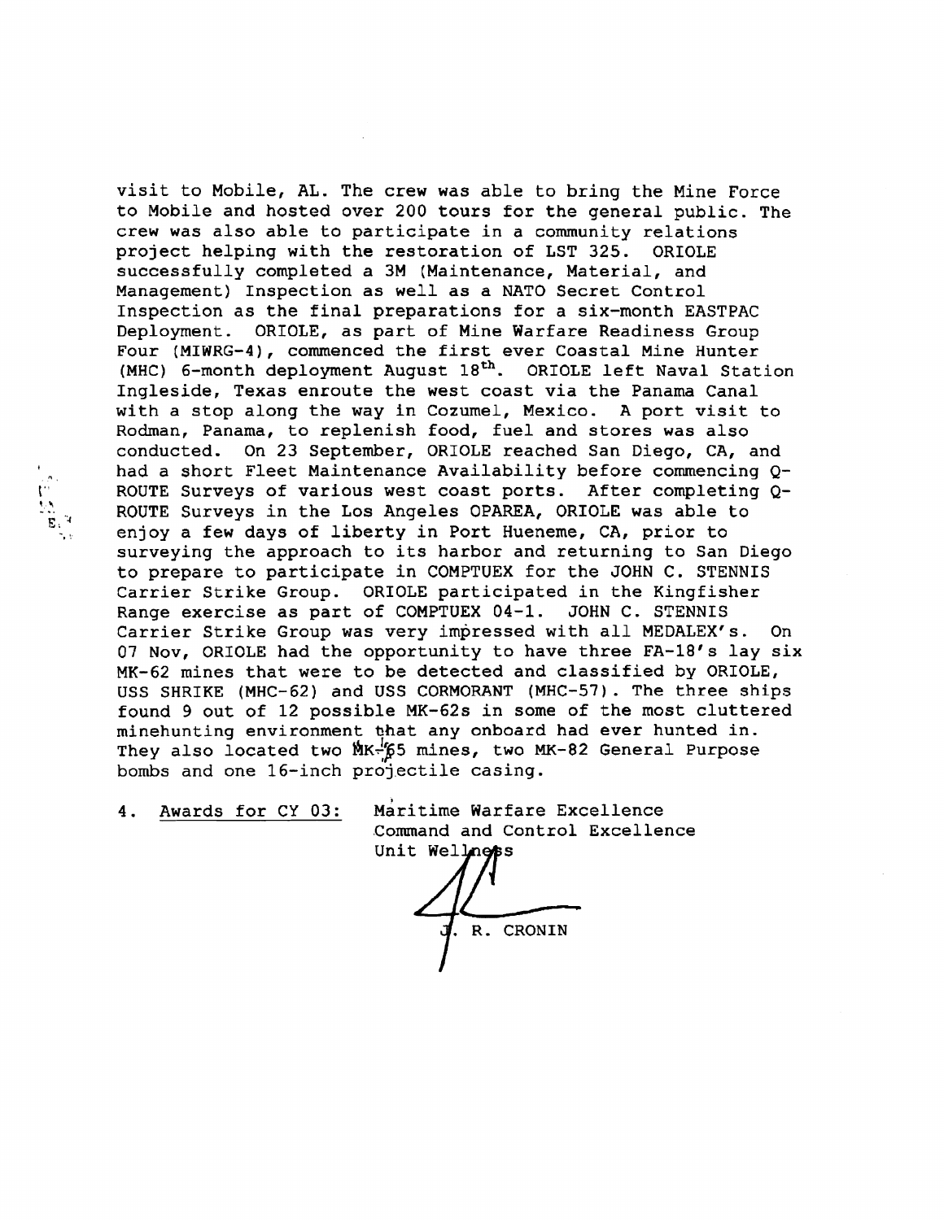visit to Mobile, AL. The crew was able to bring the Mine Force to Mobile and hosted over 200 tours for the general public. The crew was also able to participate in a community relations project helping with the restoration of LST 325. ORIOLE successfully completed a 3M (Maintenance, Material, and Management) Inspection as well as a NATO Secret Control Inspection as the final preparations for a six-month EASTPAC Deployment. ORIOLE, as part of Mine Warfare Readiness Group Four (MIWRG-4), commenced the first ever Coastal Mine Hunter (MHC) 6-month deployment August 18th. ORIOLE left Naval Station Ingleside, Texas enroute the west coast via the Panama Canal with a stop along the way in Cozumel, Mexico. A port visit to Rodman, Panama, to replenish food, fuel and stores was also conducted. On 23 September, ORIOLE reached San Diego, CA, and had a short Fleet Maintenance Availability before commencing Q-ROUTE Surveys of various west coast ports. After completing Q-ROUTE Surveys in the Los Angeles OPAREA, ORIOLE was able to enjoy a few days of liberty in Port Hueneme, CA, prior to surveying the approach to its harbor and returning to San Diego to prepare to participate in COMPTUEX for the JOHN C. STENNIS Carrier Strike Group. ORIOLE participated in the Kingfisher Range exercise as part of COMPTUEX 04-1. JOHN C. STENNIS Carrier Strike Group was very impressed with all MEDALEX's. On 07 Nov, ORIOLE had the opportunity to have three FA-18's lay six MK-62 mines that were to be detected and classified by ORIOLE, USS SHRIKE (MHC-62) and USS CORMORANT (MHC-57). The three ships found 9 out of 12 possible MK-62s in some of the most cluttered minehunting environment that any onboard had ever hunted in. They also located two MK-65 mines, two MK-82 General Purpose bombs and one 16-inch projectile casing.

4. Awards for CY 03: Maritime Warfare Excellence
Command and Control Excellence
Unit Wellness

J. R. CRONIN